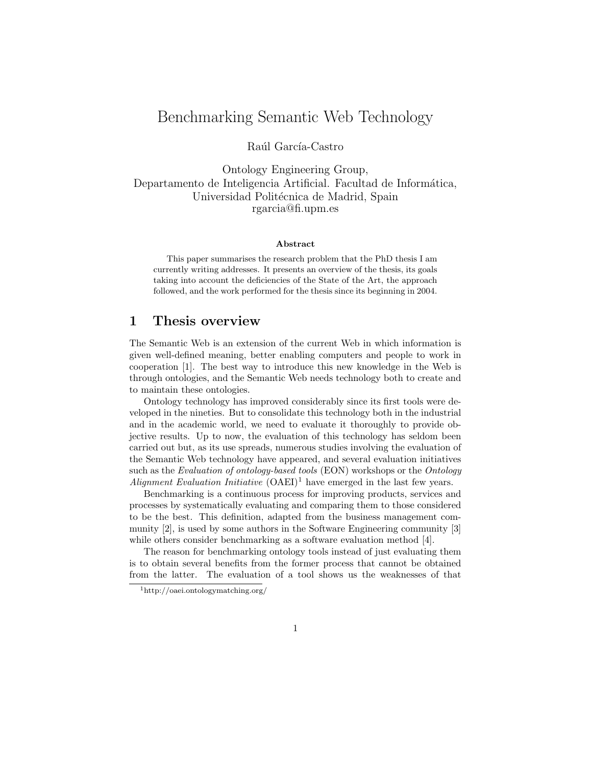# Benchmarking Semantic Web Technology

Raúl García-Castro

Ontology Engineering Group,
Departamento de Inteligencia Artificial. Facultad de Informática,
Universidad Politécnica de Madrid, Spain
rgarcia@fi.upm.es

**Abstract**

This paper summarises the research problem that the PhD thesis I am currently writing addresses. It presents an overview of the thesis, its goals taking into account the deficiencies of the State of the Art, the approach followed, and the work performed for the thesis since its beginning in 2004.

## 1 Thesis overview

The Semantic Web is an extension of the current Web in which information is given well-defined meaning, better enabling computers and people to work in cooperation [1]. The best way to introduce this new knowledge in the Web is through ontologies, and the Semantic Web needs technology both to create and to maintain these ontologies.

Ontology technology has improved considerably since its first tools were developed in the nineties. But to consolidate this technology both in the industrial and in the academic world, we need to evaluate it thoroughly to provide objective results. Up to now, the evaluation of this technology has seldom been carried out but, as its use spreads, numerous studies involving the evaluation of the Semantic Web technology have appeared, and several evaluation initiatives such as the *Evaluation of ontology-based tools* (EON) workshops or the *Ontology Alignment Evaluation Initiative* (OAEI)[1] have emerged in the last few years.

Benchmarking is a continuous process for improving products, services and processes by systematically evaluating and comparing them to those considered to be the best. This definition, adapted from the business management community [2], is used by some authors in the Software Engineering community [3] while others consider benchmarking as a software evaluation method [4].

The reason for benchmarking ontology tools instead of just evaluating them is to obtain several benefits from the former process that cannot be obtained from the latter. The evaluation of a tool shows us the weaknesses of that

[1] http://oaei.ontologymatching.org/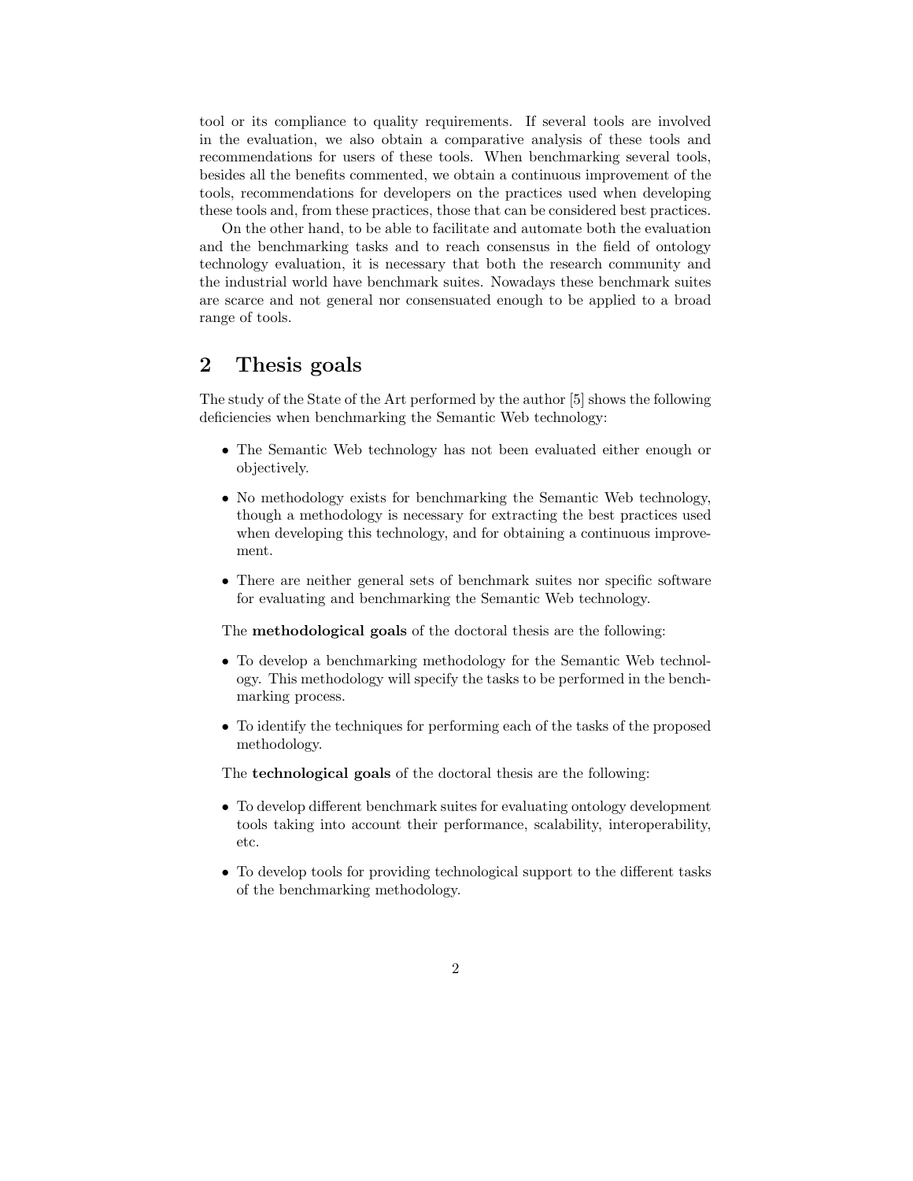tool or its compliance to quality requirements. If several tools are involved in the evaluation, we also obtain a comparative analysis of these tools and recommendations for users of these tools. When benchmarking several tools, besides all the benefits commented, we obtain a continuous improvement of the tools, recommendations for developers on the practices used when developing these tools and, from these practices, those that can be considered best practices.

On the other hand, to be able to facilitate and automate both the evaluation and the benchmarking tasks and to reach consensus in the field of ontology technology evaluation, it is necessary that both the research community and the industrial world have benchmark suites. Nowadays these benchmark suites are scarce and not general nor consensuated enough to be applied to a broad range of tools.

## 2 Thesis goals

The study of the State of the Art performed by the author [5] shows the following deficiencies when benchmarking the Semantic Web technology:

- The Semantic Web technology has not been evaluated either enough or objectively.
- No methodology exists for benchmarking the Semantic Web technology, though a methodology is necessary for extracting the best practices used when developing this technology, and for obtaining a continuous improvement.
- There are neither general sets of benchmark suites nor specific software for evaluating and benchmarking the Semantic Web technology.

The **methodological goals** of the doctoral thesis are the following:

- To develop a benchmarking methodology for the Semantic Web technology. This methodology will specify the tasks to be performed in the benchmarking process.
- To identify the techniques for performing each of the tasks of the proposed methodology.

The **technological goals** of the doctoral thesis are the following:

- To develop different benchmark suites for evaluating ontology development tools taking into account their performance, scalability, interoperability, etc.
- To develop tools for providing technological support to the different tasks of the benchmarking methodology.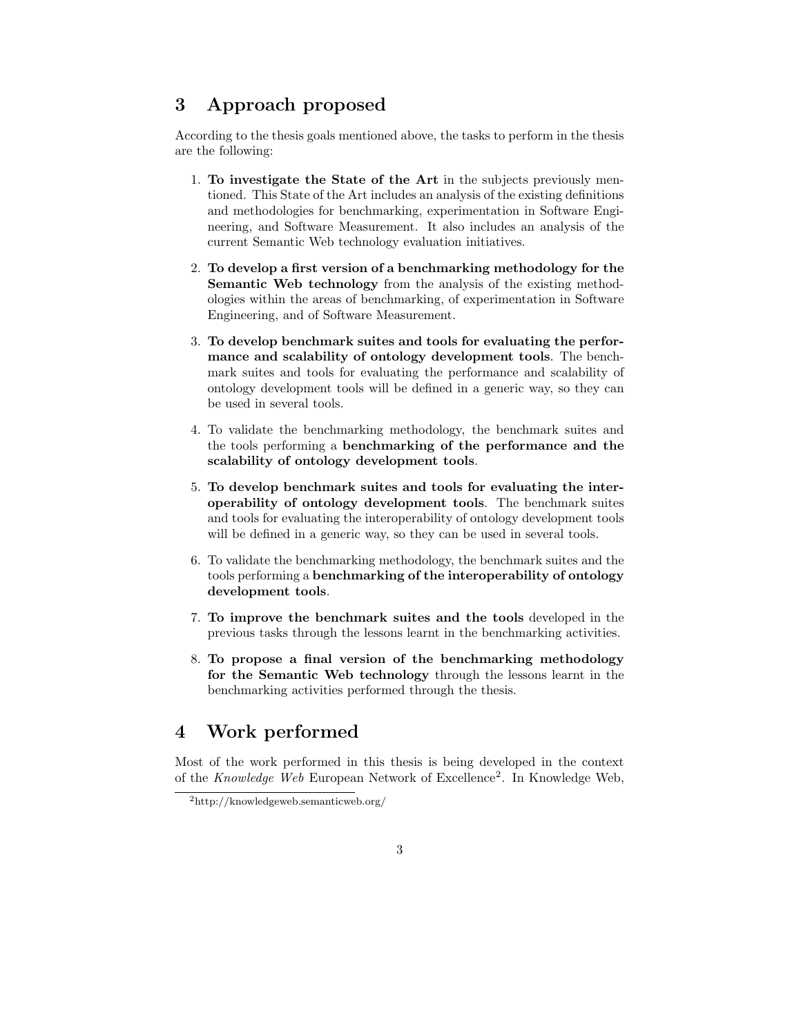## 3 Approach proposed

According to the thesis goals mentioned above, the tasks to perform in the thesis are the following:

1. **To investigate the State of the Art** in the subjects previously mentioned. This State of the Art includes an analysis of the existing definitions and methodologies for benchmarking, experimentation in Software Engineering, and Software Measurement. It also includes an analysis of the current Semantic Web technology evaluation initiatives.
2. **To develop a first version of a benchmarking methodology for the Semantic Web technology** from the analysis of the existing methodologies within the areas of benchmarking, of experimentation in Software Engineering, and of Software Measurement.
3. **To develop benchmark suites and tools for evaluating the performance and scalability of ontology development tools**. The benchmark suites and tools for evaluating the performance and scalability of ontology development tools will be defined in a generic way, so they can be used in several tools.
4. To validate the benchmarking methodology, the benchmark suites and the tools performing a **benchmarking of the performance and the scalability of ontology development tools**.
5. **To develop benchmark suites and tools for evaluating the interoperability of ontology development tools**. The benchmark suites and tools for evaluating the interoperability of ontology development tools will be defined in a generic way, so they can be used in several tools.
6. To validate the benchmarking methodology, the benchmark suites and the tools performing a **benchmarking of the interoperability of ontology development tools**.
7. **To improve the benchmark suites and the tools** developed in the previous tasks through the lessons learnt in the benchmarking activities.
8. **To propose a final version of the benchmarking methodology for the Semantic Web technology** through the lessons learnt in the benchmarking activities performed through the thesis.

## 4 Work performed

Most of the work performed in this thesis is being developed in the context of the *Knowledge Web* European Network of Excellence[2]. In Knowledge Web,

[2] http://knowledgeweb.semanticweb.org/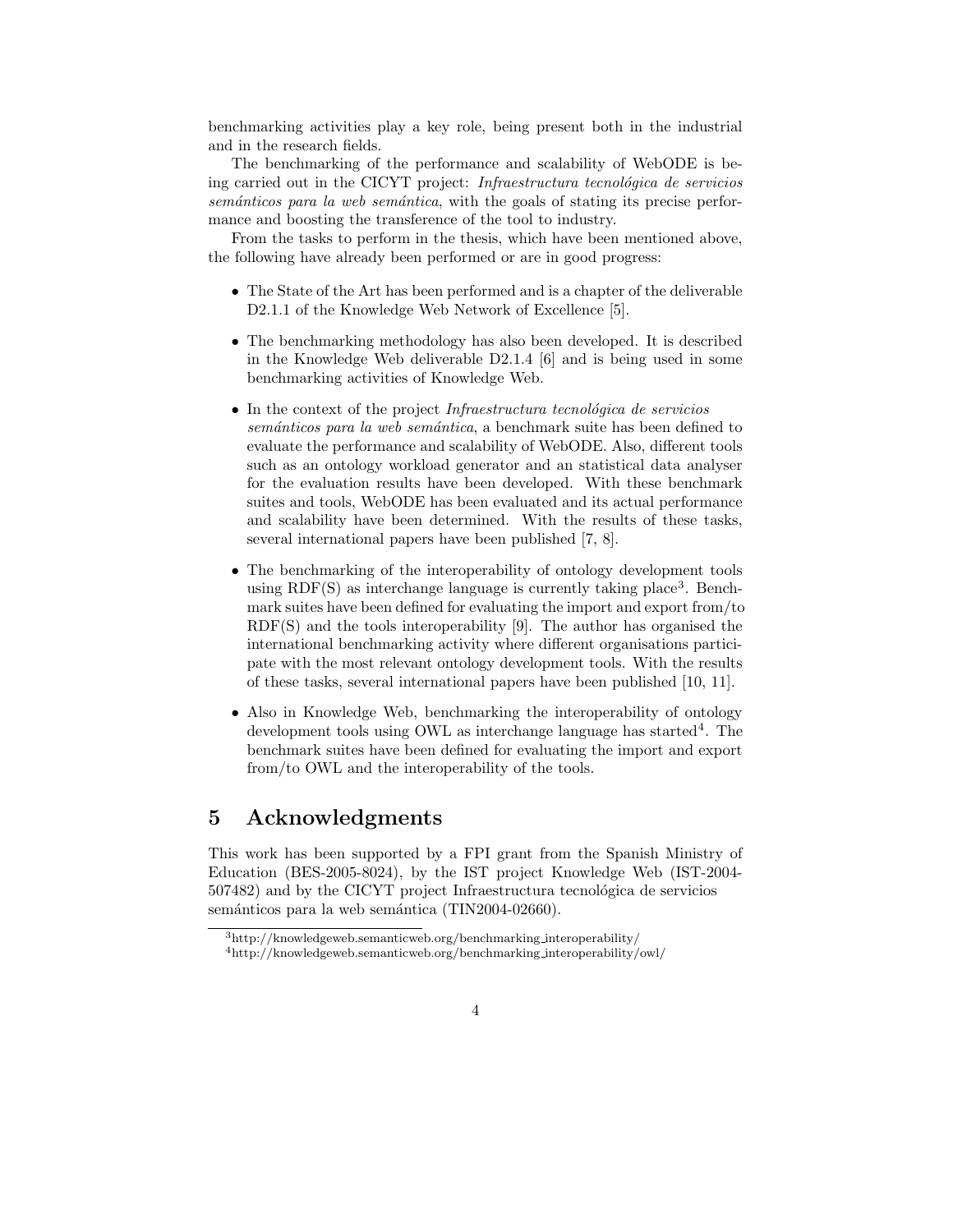benchmarking activities play a key role, being present both in the industrial and in the research fields.

The benchmarking of the performance and scalability of WebODE is being carried out in the CICYT project: *Infraestructura tecnológica de servicios semánticos para la web semántica*, with the goals of stating its precise performance and boosting the transference of the tool to industry.

From the tasks to perform in the thesis, which have been mentioned above, the following have already been performed or are in good progress:

- The State of the Art has been performed and is a chapter of the deliverable D2.1.1 of the Knowledge Web Network of Excellence [5].
- The benchmarking methodology has also been developed. It is described in the Knowledge Web deliverable D2.1.4 [6] and is being used in some benchmarking activities of Knowledge Web.
- In the context of the project *Infraestructura tecnológica de servicios semánticos para la web semántica*, a benchmark suite has been defined to evaluate the performance and scalability of WebODE. Also, different tools such as an ontology workload generator and an statistical data analyser for the evaluation results have been developed. With these benchmark suites and tools, WebODE has been evaluated and its actual performance and scalability have been determined. With the results of these tasks, several international papers have been published [7, 8].
- The benchmarking of the interoperability of ontology development tools using RDF(S) as interchange language is currently taking place[3]. Benchmark suites have been defined for evaluating the import and export from/to RDF(S) and the tools interoperability [9]. The author has organised the international benchmarking activity where different organisations participate with the most relevant ontology development tools. With the results of these tasks, several international papers have been published [10, 11].
- Also in Knowledge Web, benchmarking the interoperability of ontology development tools using OWL as interchange language has started[4]. The benchmark suites have been defined for evaluating the import and export from/to OWL and the interoperability of the tools.

# 5 Acknowledgments

This work has been supported by a FPI grant from the Spanish Ministry of Education (BES-2005-8024), by the IST project Knowledge Web (IST-2004-507482) and by the CICYT project Infraestructura tecnológica de servicios semánticos para la web semántica (TIN2004-02660).

[3] http://knowledgeweb.semanticweb.org/benchmarking_interoperability/

[4] http://knowledgeweb.semanticweb.org/benchmarking_interoperability/owl/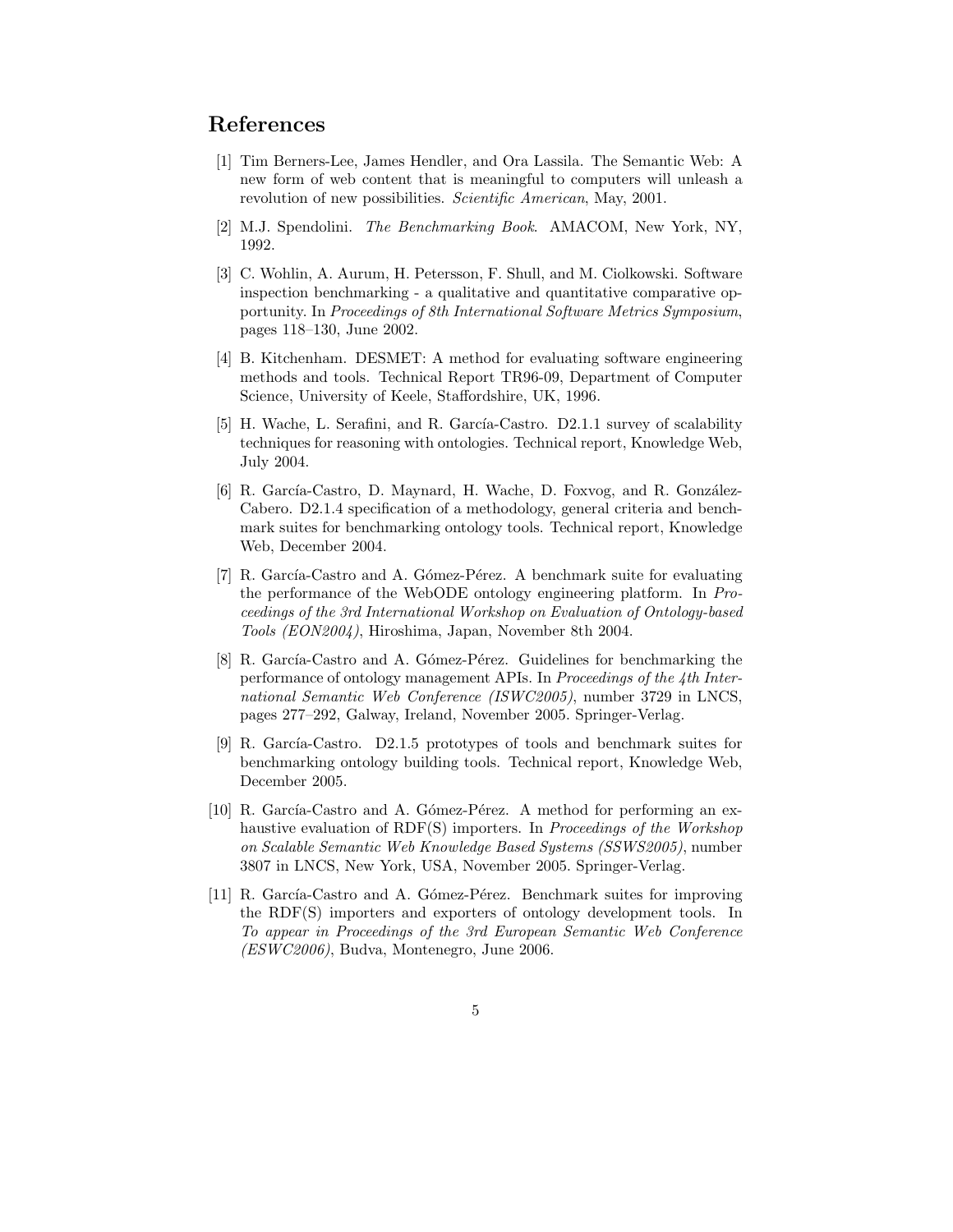## References

[1] Tim Berners-Lee, James Hendler, and Ora Lassila. The Semantic Web: A new form of web content that is meaningful to computers will unleash a revolution of new possibilities. *Scientific American*, May, 2001.

[2] M.J. Spendolini. *The Benchmarking Book*. AMACOM, New York, NY, 1992.

[3] C. Wohlin, A. Aurum, H. Petersson, F. Shull, and M. Ciolkowski. Software inspection benchmarking - a qualitative and quantitative comparative opportunity. In *Proceedings of 8th International Software Metrics Symposium*, pages 118–130, June 2002.

[4] B. Kitchenham. DESMET: A method for evaluating software engineering methods and tools. Technical Report TR96-09, Department of Computer Science, University of Keele, Staffordshire, UK, 1996.

[5] H. Wache, L. Serafini, and R. García-Castro. D2.1.1 survey of scalability techniques for reasoning with ontologies. Technical report, Knowledge Web, July 2004.

[6] R. García-Castro, D. Maynard, H. Wache, D. Foxvog, and R. González-Cabero. D2.1.4 specification of a methodology, general criteria and benchmark suites for benchmarking ontology tools. Technical report, Knowledge Web, December 2004.

[7] R. García-Castro and A. Gómez-Pérez. A benchmark suite for evaluating the performance of the WebODE ontology engineering platform. In *Proceedings of the 3rd International Workshop on Evaluation of Ontology-based Tools (EON2004)*, Hiroshima, Japan, November 8th 2004.

[8] R. García-Castro and A. Gómez-Pérez. Guidelines for benchmarking the performance of ontology management APIs. In *Proceedings of the 4th International Semantic Web Conference (ISWC2005)*, number 3729 in LNCS, pages 277–292, Galway, Ireland, November 2005. Springer-Verlag.

[9] R. García-Castro. D2.1.5 prototypes of tools and benchmark suites for benchmarking ontology building tools. Technical report, Knowledge Web, December 2005.

[10] R. García-Castro and A. Gómez-Pérez. A method for performing an exhaustive evaluation of RDF(S) importers. In *Proceedings of the Workshop on Scalable Semantic Web Knowledge Based Systems (SSWS2005)*, number 3807 in LNCS, New York, USA, November 2005. Springer-Verlag.

[11] R. García-Castro and A. Gómez-Pérez. Benchmark suites for improving the RDF(S) importers and exporters of ontology development tools. In *To appear in Proceedings of the 3rd European Semantic Web Conference (ESWC2006)*, Budva, Montenegro, June 2006.